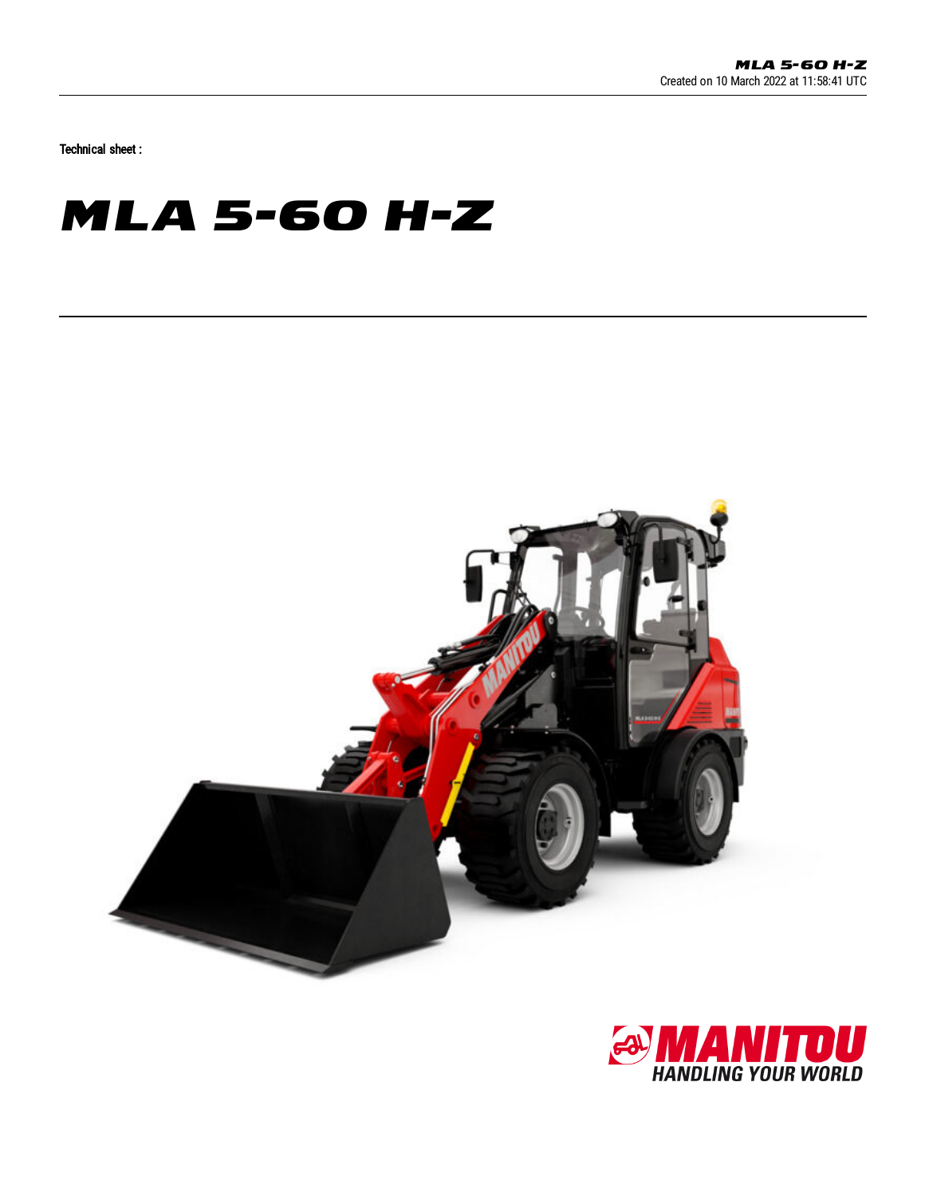Created on 10 March 2022 at 11:58:41 UTC

Technical sheet :

# MLA 5-60 H-Z

MANITOU
HANDLING YOUR WORLD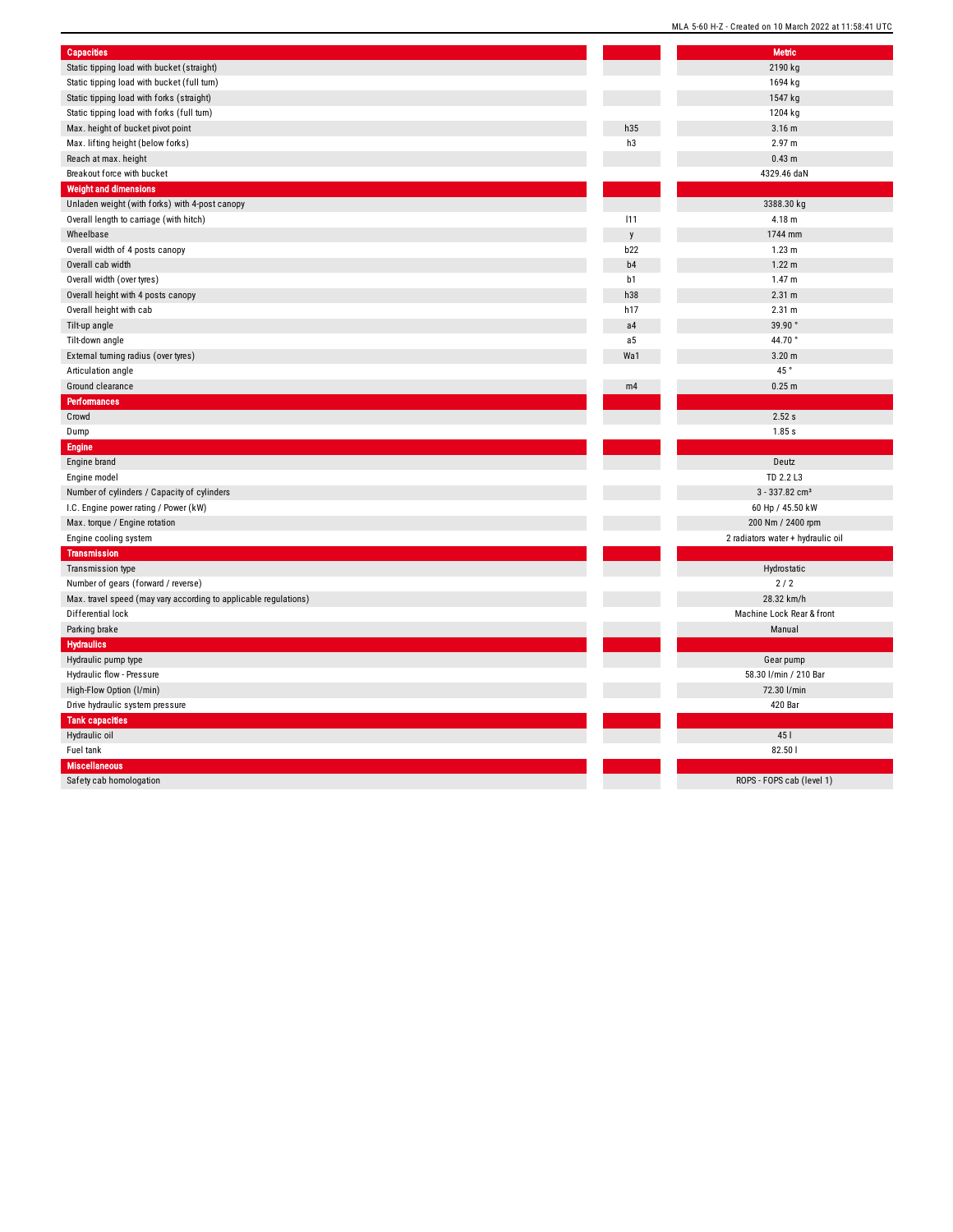| Capacities | | Metric |
|---|---|---|
| Static tipping load with bucket (straight) | | 2190 kg |
| Static tipping load with bucket (full turn) | | 1694 kg |
| Static tipping load with forks (straight) | | 1547 kg |
| Static tipping load with forks (full turn) | | 1204 kg |
| Max. height of bucket pivot point | h35 | 3.16 m |
| Max. lifting height (below forks) | h3 | 2.97 m |
| Reach at max. height | | 0.43 m |
| Breakout force with bucket | | 4329.46 daN |
| **Weight and dimensions** | | |
| Unladen weight (with forks) with 4-post canopy | | 3388.30 kg |
| Overall length to carriage (with hitch) | l11 | 4.18 m |
| Wheelbase | y | 1744 mm |
| Overall width of 4 posts canopy | b22 | 1.23 m |
| Overall cab width | b4 | 1.22 m |
| Overall width (over tyres) | b1 | 1.47 m |
| Overall height with 4 posts canopy | h38 | 2.31 m |
| Overall height with cab | h17 | 2.31 m |
| Tilt-up angle | a4 | 39.90 ° |
| Tilt-down angle | a5 | 44.70 ° |
| External turning radius (over tyres) | Wa1 | 3.20 m |
| Articulation angle | | 45 ° |
| Ground clearance | m4 | 0.25 m |
| **Performances** | | |
| Crowd | | 2.52 s |
| Dump | | 1.85 s |
| **Engine** | | |
| Engine brand | | Deutz |
| Engine model | | TD 2.2 L3 |
| Number of cylinders / Capacity of cylinders | | 3 - 337.82 cm³ |
| I.C. Engine power rating / Power (kW) | | 60 Hp / 45.50 kW |
| Max. torque / Engine rotation | | 200 Nm / 2400 rpm |
| Engine cooling system | | 2 radiators water + hydraulic oil |
| **Transmission** | | |
| Transmission type | | Hydrostatic |
| Number of gears (forward / reverse) | | 2 / 2 |
| Max. travel speed (may vary according to applicable regulations) | | 28.32 km/h |
| Differential lock | | Machine Lock Rear & front |
| Parking brake | | Manual |
| **Hydraulics** | | |
| Hydraulic pump type | | Gear pump |
| Hydraulic flow - Pressure | | 58.30 l/min / 210 Bar |
| High-Flow Option (l/min) | | 72.30 l/min |
| Drive hydraulic system pressure | | 420 Bar |
| **Tank capacities** | | |
| Hydraulic oil | | 45 l |
| Fuel tank | | 82.50 l |
| **Miscellaneous** | | |
| Safety cab homologation | | ROPS - FOPS cab (level 1) |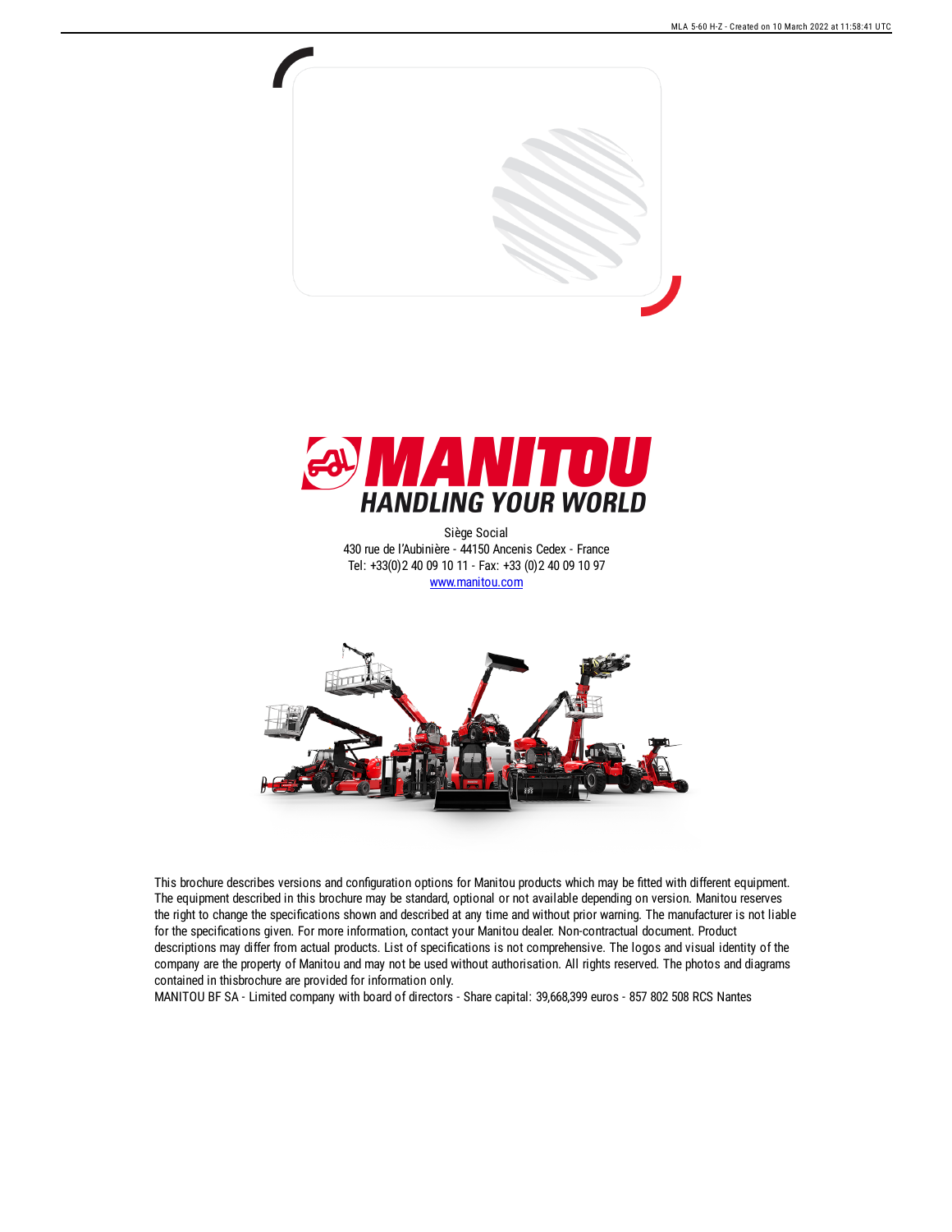Siège Social
430 rue de l'Aubinière - 44150 Ancenis Cedex - France
Tel: +33(0)2 40 09 10 11 - Fax: +33 (0)2 40 09 10 97
[www.manitou.com](http://www.manitou.com)

This brochure describes versions and configuration options for Manitou products which may be fitted with different equipment. The equipment described in this brochure may be standard, optional or not available depending on version. Manitou reserves the right to change the specifications shown and described at any time and without prior warning. The manufacturer is not liable for the specifications given. For more information, contact your Manitou dealer. Non-contractual document. Product descriptions may differ from actual products. List of specifications is not comprehensive. The logos and visual identity of the company are the property of Manitou and may not be used without authorisation. All rights reserved. The photos and diagrams contained in thisbrochure are provided for information only.
MANITOU BF SA - Limited company with board of directors - Share capital: 39,668,399 euros - 857 802 508 RCS Nantes